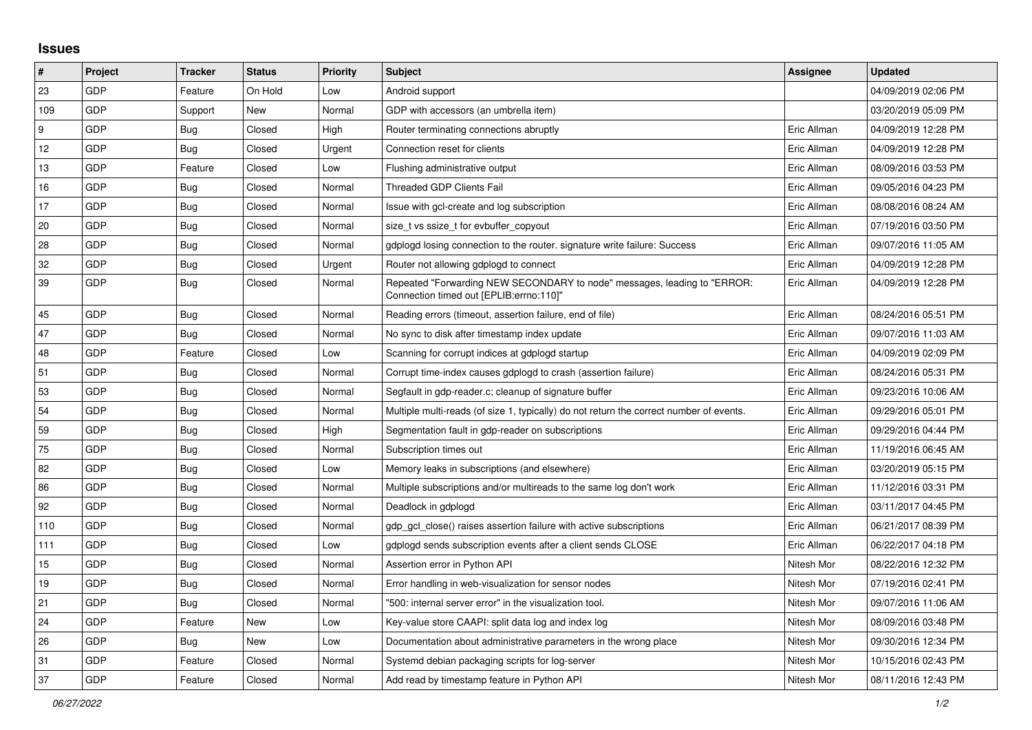## Issues

| # | Project | Tracker | Status | Priority | Subject | Assignee | Updated |
|---|---|---|---|---|---|---|---|
| 23 | GDP | Feature | On Hold | Low | Android support | | 04/09/2019 02:06 PM |
| 109 | GDP | Support | New | Normal | GDP with accessors (an umbrella item) | | 03/20/2019 05:09 PM |
| 9 | GDP | Bug | Closed | High | Router terminating connections abruptly | Eric Allman | 04/09/2019 12:28 PM |
| 12 | GDP | Bug | Closed | Urgent | Connection reset for clients | Eric Allman | 04/09/2019 12:28 PM |
| 13 | GDP | Feature | Closed | Low | Flushing administrative output | Eric Allman | 08/09/2016 03:53 PM |
| 16 | GDP | Bug | Closed | Normal | Threaded GDP Clients Fail | Eric Allman | 09/05/2016 04:23 PM |
| 17 | GDP | Bug | Closed | Normal | Issue with gcl-create and log subscription | Eric Allman | 08/08/2016 08:24 AM |
| 20 | GDP | Bug | Closed | Normal | size_t vs ssize_t for evbuffer_copyout | Eric Allman | 07/19/2016 03:50 PM |
| 28 | GDP | Bug | Closed | Normal | gdplogd losing connection to the router. signature write failure: Success | Eric Allman | 09/07/2016 11:05 AM |
| 32 | GDP | Bug | Closed | Urgent | Router not allowing gdplogd to connect | Eric Allman | 04/09/2019 12:28 PM |
| 39 | GDP | Bug | Closed | Normal | Repeated "Forwarding NEW SECONDARY to node" messages, leading to "ERROR: Connection timed out [EPLIB:errno:110]" | Eric Allman | 04/09/2019 12:28 PM |
| 45 | GDP | Bug | Closed | Normal | Reading errors (timeout, assertion failure, end of file) | Eric Allman | 08/24/2016 05:51 PM |
| 47 | GDP | Bug | Closed | Normal | No sync to disk after timestamp index update | Eric Allman | 09/07/2016 11:03 AM |
| 48 | GDP | Feature | Closed | Low | Scanning for corrupt indices at gdplogd startup | Eric Allman | 04/09/2019 02:09 PM |
| 51 | GDP | Bug | Closed | Normal | Corrupt time-index causes gdplogd to crash (assertion failure) | Eric Allman | 08/24/2016 05:31 PM |
| 53 | GDP | Bug | Closed | Normal | Segfault in gdp-reader.c; cleanup of signature buffer | Eric Allman | 09/23/2016 10:06 AM |
| 54 | GDP | Bug | Closed | Normal | Multiple multi-reads (of size 1, typically) do not return the correct number of events. | Eric Allman | 09/29/2016 05:01 PM |
| 59 | GDP | Bug | Closed | High | Segmentation fault in gdp-reader on subscriptions | Eric Allman | 09/29/2016 04:44 PM |
| 75 | GDP | Bug | Closed | Normal | Subscription times out | Eric Allman | 11/19/2016 06:45 AM |
| 82 | GDP | Bug | Closed | Low | Memory leaks in subscriptions (and elsewhere) | Eric Allman | 03/20/2019 05:15 PM |
| 86 | GDP | Bug | Closed | Normal | Multiple subscriptions and/or multireads to the same log don't work | Eric Allman | 11/12/2016 03:31 PM |
| 92 | GDP | Bug | Closed | Normal | Deadlock in gdplogd | Eric Allman | 03/11/2017 04:45 PM |
| 110 | GDP | Bug | Closed | Normal | gdp_gcl_close() raises assertion failure with active subscriptions | Eric Allman | 06/21/2017 08:39 PM |
| 111 | GDP | Bug | Closed | Low | gdplogd sends subscription events after a client sends CLOSE | Eric Allman | 06/22/2017 04:18 PM |
| 15 | GDP | Bug | Closed | Normal | Assertion error in Python API | Nitesh Mor | 08/22/2016 12:32 PM |
| 19 | GDP | Bug | Closed | Normal | Error handling in web-visualization for sensor nodes | Nitesh Mor | 07/19/2016 02:41 PM |
| 21 | GDP | Bug | Closed | Normal | "500: internal server error" in the visualization tool. | Nitesh Mor | 09/07/2016 11:06 AM |
| 24 | GDP | Feature | New | Low | Key-value store CAAPI: split data log and index log | Nitesh Mor | 08/09/2016 03:48 PM |
| 26 | GDP | Bug | New | Low | Documentation about administrative parameters in the wrong place | Nitesh Mor | 09/30/2016 12:34 PM |
| 31 | GDP | Feature | Closed | Normal | Systemd debian packaging scripts for log-server | Nitesh Mor | 10/15/2016 02:43 PM |
| 37 | GDP | Feature | Closed | Normal | Add read by timestamp feature in Python API | Nitesh Mor | 08/11/2016 12:43 PM |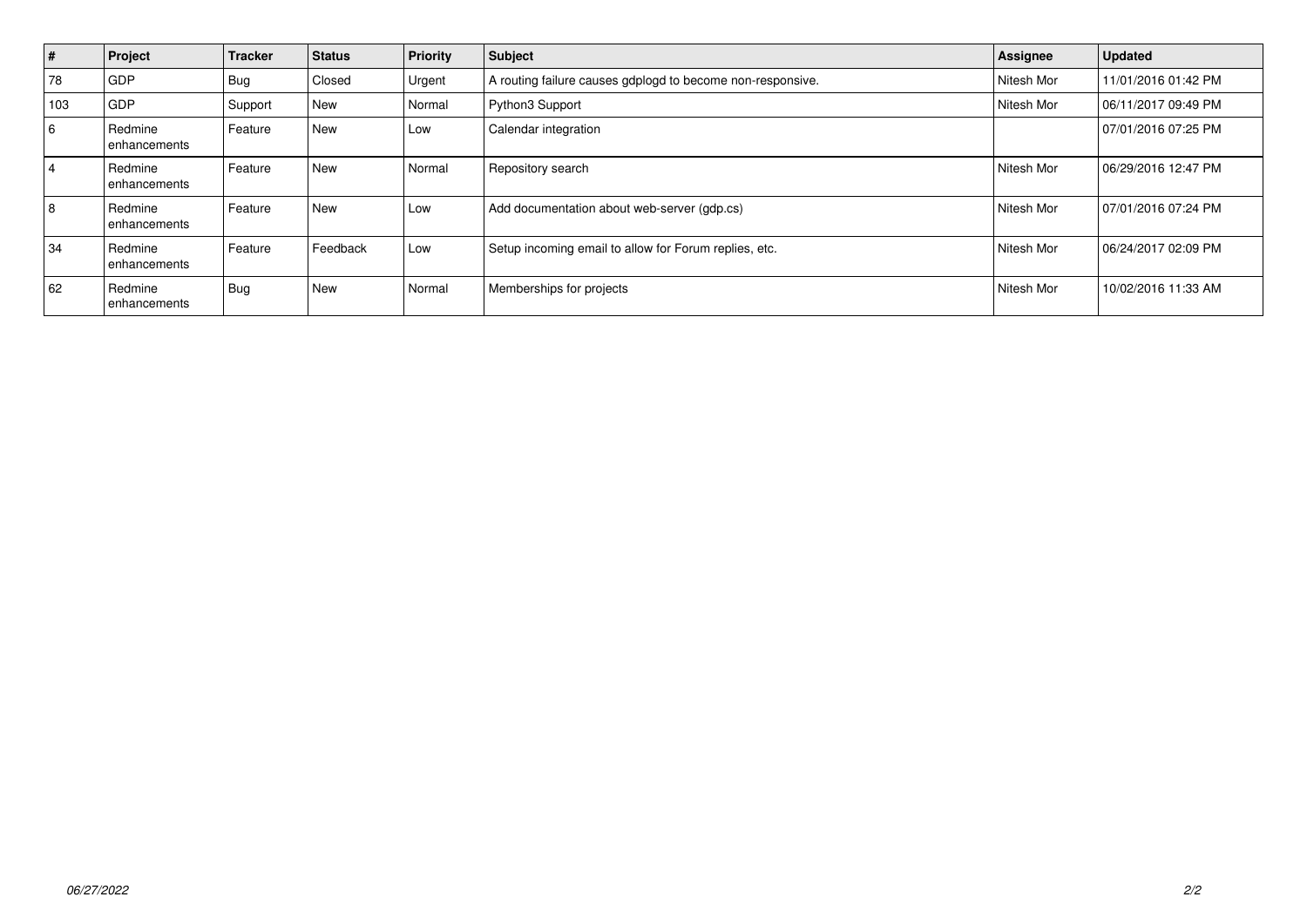| # | Project | Tracker | Status | Priority | Subject | Assignee | Updated |
|---|---|---|---|---|---|---|---|
| 78 | GDP | Bug | Closed | Urgent | A routing failure causes gdplogd to become non-responsive. | Nitesh Mor | 11/01/2016 01:42 PM |
| 103 | GDP | Support | New | Normal | Python3 Support | Nitesh Mor | 06/11/2017 09:49 PM |
| 6 | Redmine enhancements | Feature | New | Low | Calendar integration | | 07/01/2016 07:25 PM |
| 4 | Redmine enhancements | Feature | New | Normal | Repository search | Nitesh Mor | 06/29/2016 12:47 PM |
| 8 | Redmine enhancements | Feature | New | Low | Add documentation about web-server (gdp.cs) | Nitesh Mor | 07/01/2016 07:24 PM |
| 34 | Redmine enhancements | Feature | Feedback | Low | Setup incoming email to allow for Forum replies, etc. | Nitesh Mor | 06/24/2017 02:09 PM |
| 62 | Redmine enhancements | Bug | New | Normal | Memberships for projects | Nitesh Mor | 10/02/2016 11:33 AM |